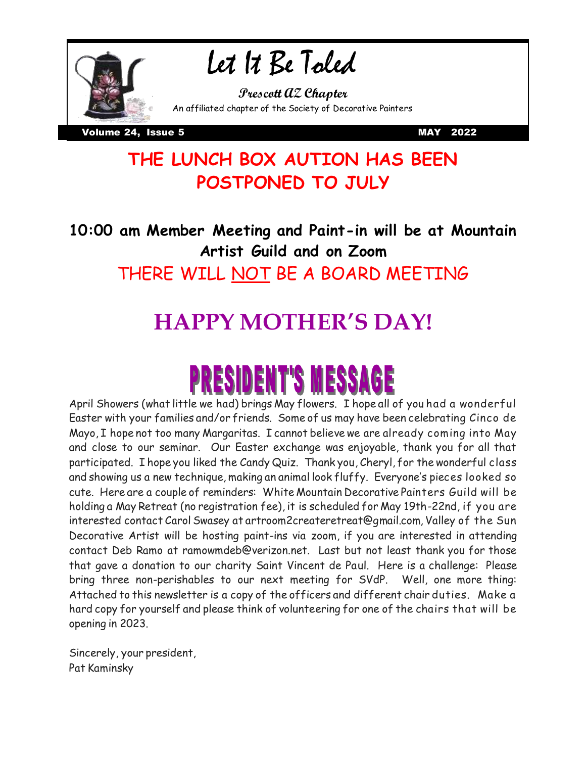# Let It Be Toled

**Prescott AZ Chapter**

An affiliated chapter of the Society of Decorative Painters

**Volume 24, Issue 5** **MAY 2022**

## THE LUNCH BOX AUTION HAS BEEN POSTPONED TO JULY

### 10:00 am Member Meeting and Paint-in will be at Mountain Artist Guild and on Zoom

THERE WILL NOT BE A BOARD MEETING

## HAPPY MOTHER'S DAY!

# PRESIDENT'S MESSAGE

April Showers (what little we had) brings May flowers. I hope all of you had a wonderful Easter with your families and/or friends. Some of us may have been celebrating Cinco de Mayo, I hope not too many Margaritas. I cannot believe we are already coming into May and close to our seminar. Our Easter exchange was enjoyable, thank you for all that participated. I hope you liked the Candy Quiz. Thank you, Cheryl, for the wonderful class and showing us a new technique, making an animal look fluffy. Everyone's pieces looked so cute. Here are a couple of reminders: White Mountain Decorative Painters Guild will be holding a May Retreat (no registration fee), it is scheduled for May 19th-22nd, if you are interested contact Carol Swasey at artroom2createretreat@gmail.com, Valley of the Sun Decorative Artist will be hosting paint-ins via zoom, if you are interested in attending contact Deb Ramo at ramowmdeb@verizon.net. Last but not least thank you for those that gave a donation to our charity Saint Vincent de Paul. Here is a challenge: Please bring three non-perishables to our next meeting for SVdP. Well, one more thing: Attached to this newsletter is a copy of the officers and different chair duties. Make a hard copy for yourself and please think of volunteering for one of the chairs that will be opening in 2023.

Sincerely, your president,
Pat Kaminsky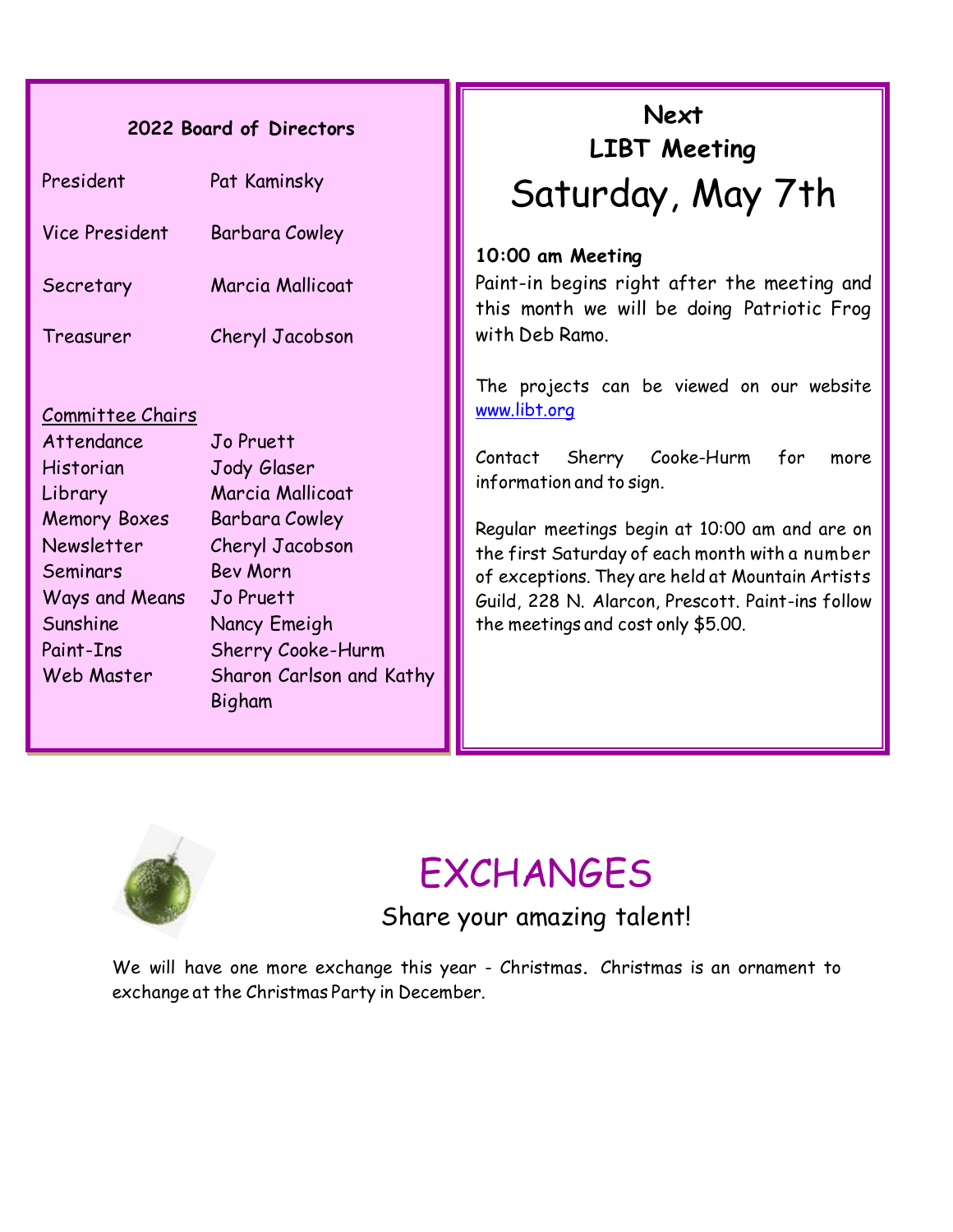## 2022 Board of Directors

| | |
|---|---|
| President | Pat Kaminsky |
| Vice President | Barbara Cowley |
| Secretary | Marcia Mallicoat |
| Treasurer | Cheryl Jacobson |

### Committee Chairs

| | |
|---|---|
| Attendance | Jo Pruett |
| Historian | Jody Glaser |
| Library | Marcia Mallicoat |
| Memory Boxes | Barbara Cowley |
| Newsletter | Cheryl Jacobson |
| Seminars | Bev Morn |
| Ways and Means | Jo Pruett |
| Sunshine | Nancy Emeigh |
| Paint-Ins | Sherry Cooke-Hurm |
| Web Master | Sharon Carlson and Kathy Bigham |

## Next LIBT Meeting

# Saturday, May 7th

**10:00 am Meeting**

Paint-in begins right after the meeting and this month we will be doing Patriotic Frog with Deb Ramo.

The projects can be viewed on our website www.libt.org

Contact Sherry Cooke-Hurm for more information and to sign.

Regular meetings begin at 10:00 am and are on the first Saturday of each month with a number of exceptions. They are held at Mountain Artists Guild, 228 N. Alarcon, Prescott. Paint-ins follow the meetings and cost only $5.00.

# EXCHANGES

Share your amazing talent!

We will have one more exchange this year - Christmas. Christmas is an ornament to exchange at the Christmas Party in December.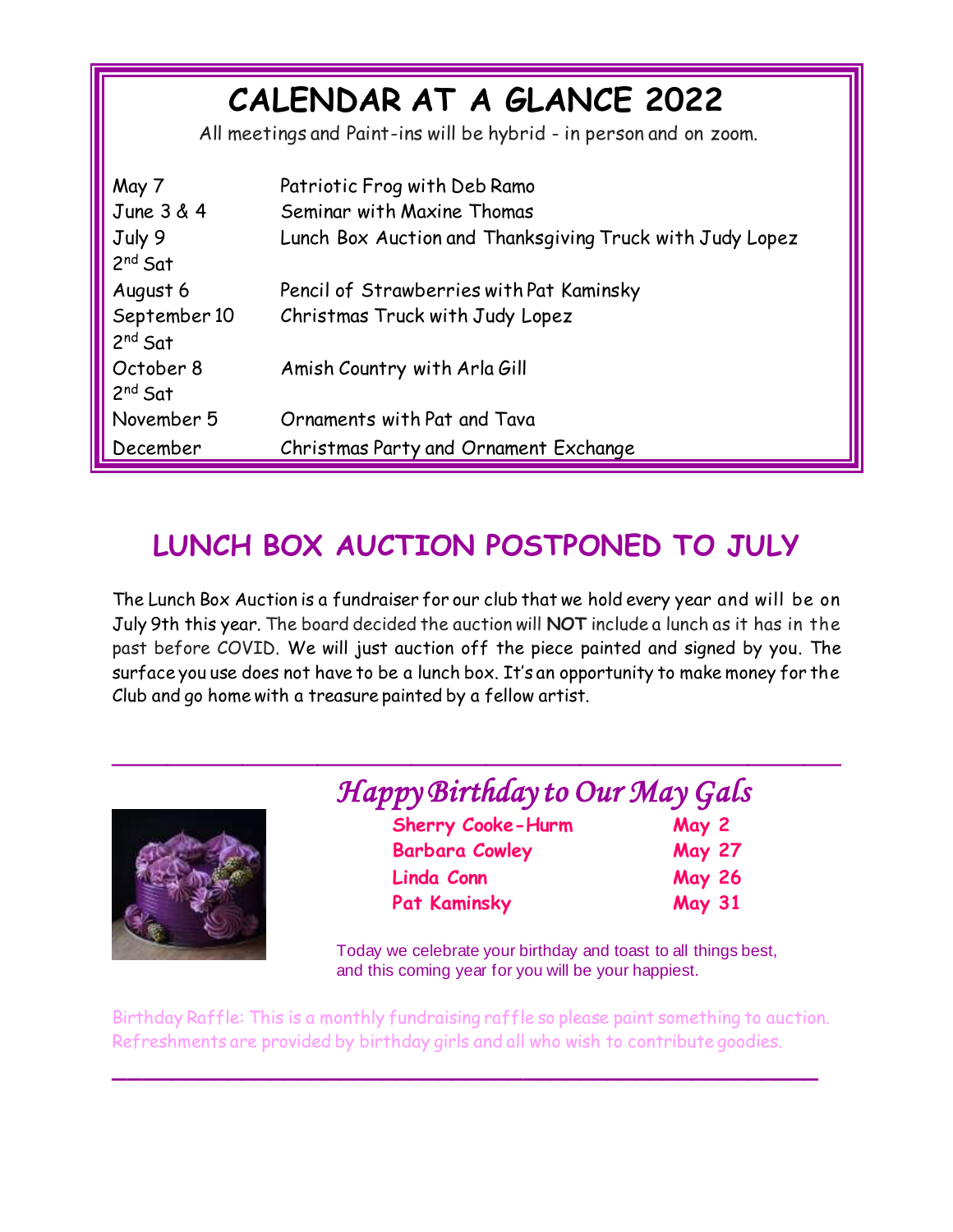# CALENDAR AT A GLANCE 2022

All meetings and Paint-ins will be hybrid - in person and on zoom.

| | |
|---|---|
| May 7 | Patriotic Frog with Deb Ramo |
| June 3 & 4 | Seminar with Maxine Thomas |
| July 9 2nd Sat | Lunch Box Auction and Thanksgiving Truck with Judy Lopez |
| August 6 | Pencil of Strawberries with Pat Kaminsky |
| September 10 2nd Sat | Christmas Truck with Judy Lopez |
| October 8 2nd Sat | Amish Country with Arla Gill |
| November 5 | Ornaments with Pat and Tava |
| December | Christmas Party and Ornament Exchange |

## LUNCH BOX AUCTION POSTPONED TO JULY

The Lunch Box Auction is a fundraiser for our club that we hold every year and will be on July 9th this year. The board decided the auction will **NOT** include a lunch as it has in the past before COVID. We will just auction off the piece painted and signed by you. The surface you use does not have to be a lunch box. It's an opportunity to make money for the Club and go home with a treasure painted by a fellow artist.

---

## *Happy Birthday to Our May Gals*

| | |
|---|---|
| **Sherry Cooke-Hurm** | **May 2** |
| **Barbara Cowley** | **May 27** |
| **Linda Conn** | **May 26** |
| **Pat Kaminsky** | **May 31** |

Today we celebrate your birthday and toast to all things best, and this coming year for you will be your happiest.

Birthday Raffle: This is a monthly fundraising raffle so please paint something to auction. Refreshments are provided by birthday girls and all who wish to contribute goodies.

---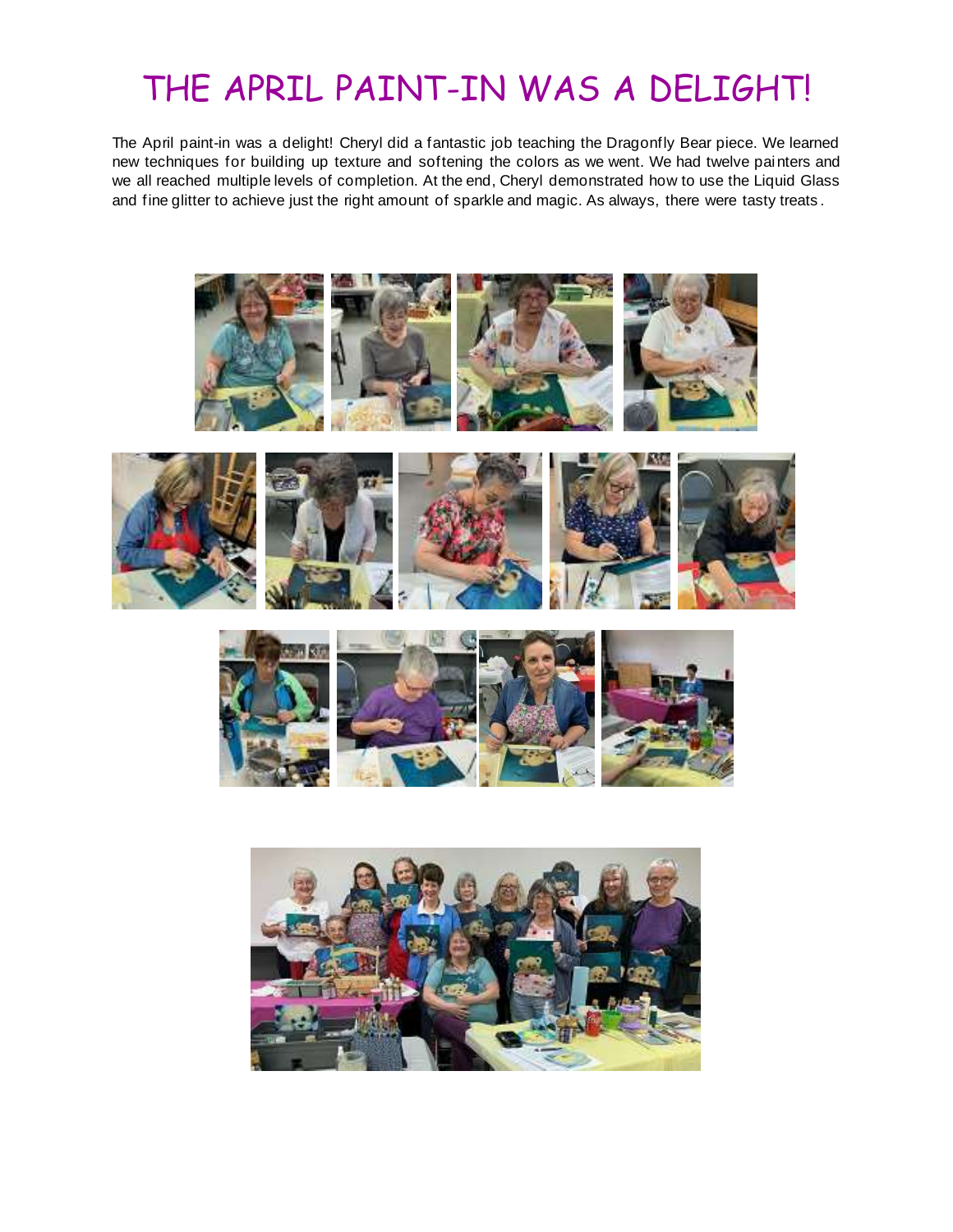# THE APRIL PAINT-IN WAS A DELIGHT!

The April paint-in was a delight! Cheryl did a fantastic job teaching the Dragonfly Bear piece. We learned new techniques for building up texture and softening the colors as we went. We had twelve painters and we all reached multiple levels of completion. At the end, Cheryl demonstrated how to use the Liquid Glass and fine glitter to achieve just the right amount of sparkle and magic. As always, there were tasty treats.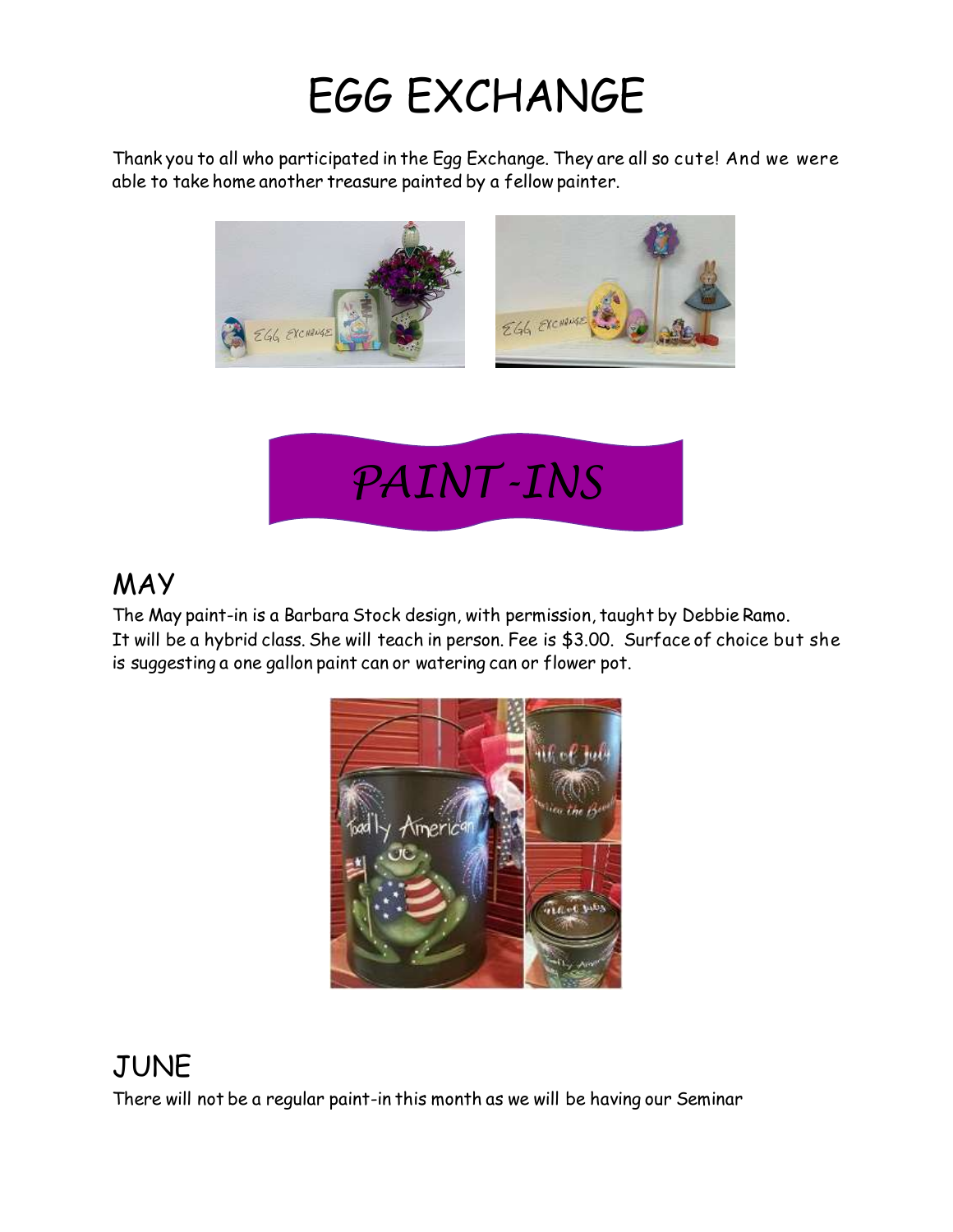# EGG EXCHANGE

Thank you to all who participated in the Egg Exchange. They are all so cute! And we were able to take home another treasure painted by a fellow painter.

# *PAINT-INS*

## MAY

The May paint-in is a Barbara Stock design, with permission, taught by Debbie Ramo. It will be a hybrid class. She will teach in person. Fee is $3.00. Surface of choice but she is suggesting a one gallon paint can or watering can or flower pot.

## JUNE

There will not be a regular paint-in this month as we will be having our Seminar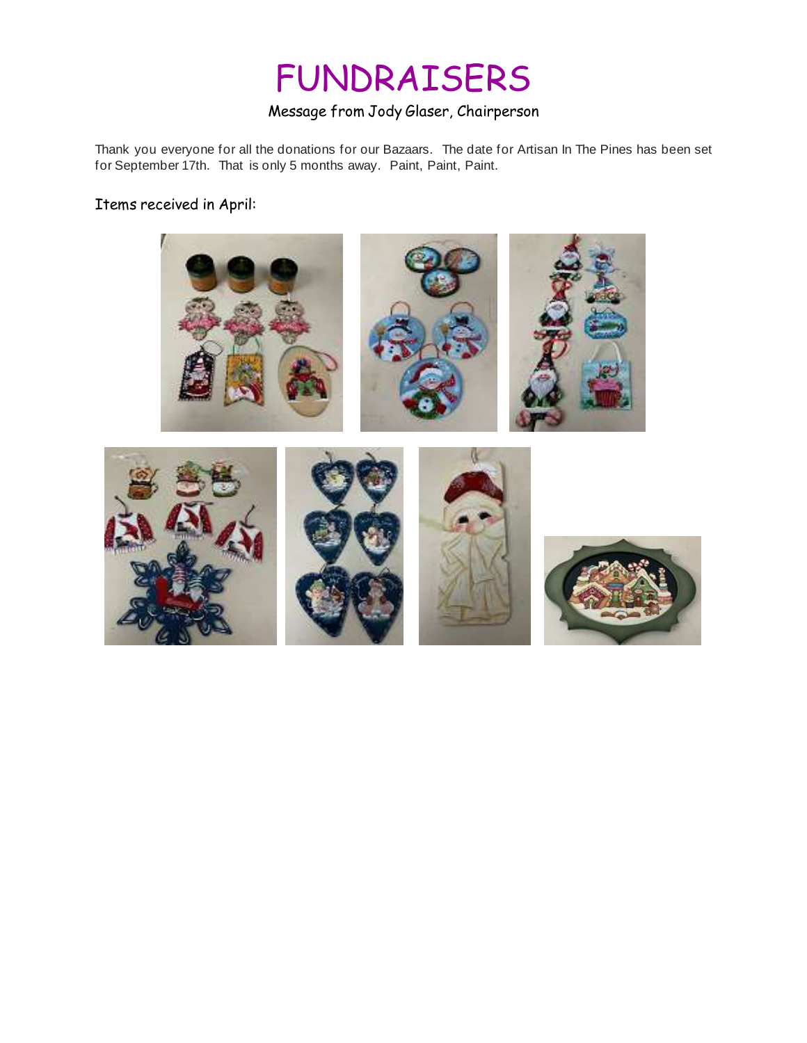# FUNDRAISERS

Message from Jody Glaser, Chairperson

Thank you everyone for all the donations for our Bazaars. The date for Artisan In The Pines has been set for September 17th. That is only 5 months away. Paint, Paint, Paint.

Items received in April: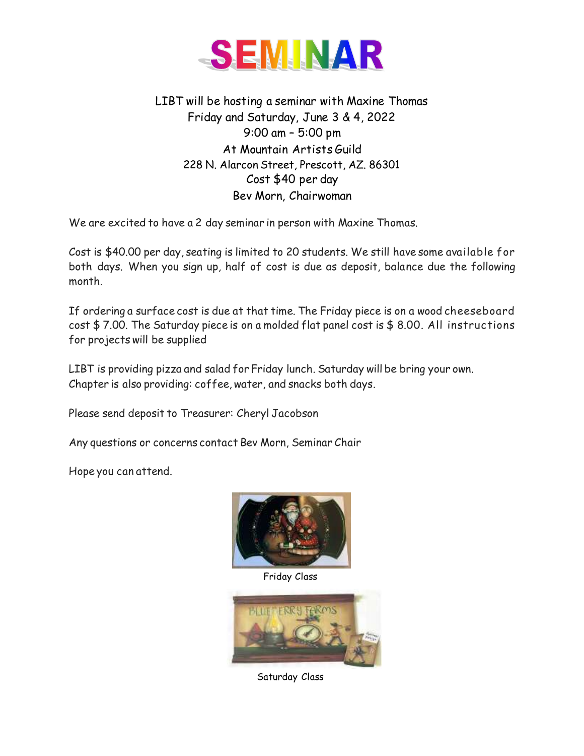# SEMINAR

LIBT will be hosting a seminar with Maxine Thomas
Friday and Saturday, June 3 & 4, 2022
9:00 am – 5:00 pm
At Mountain Artists Guild
228 N. Alarcon Street, Prescott, AZ. 86301
Cost $40 per day
Bev Morn, Chairwoman

We are excited to have a 2 day seminar in person with Maxine Thomas.

Cost is $40.00 per day, seating is limited to 20 students. We still have some available for both days. When you sign up, half of cost is due as deposit, balance due the following month.

If ordering a surface cost is due at that time. The Friday piece is on a wood cheeseboard cost $ 7.00. The Saturday piece is on a molded flat panel cost is $ 8.00. All instructions for projects will be supplied

LIBT is providing pizza and salad for Friday lunch. Saturday will be bring your own.
Chapter is also providing: coffee, water, and snacks both days.

Please send deposit to Treasurer: Cheryl Jacobson

Any questions or concerns contact Bev Morn, Seminar Chair

Hope you can attend.

Friday Class

Saturday Class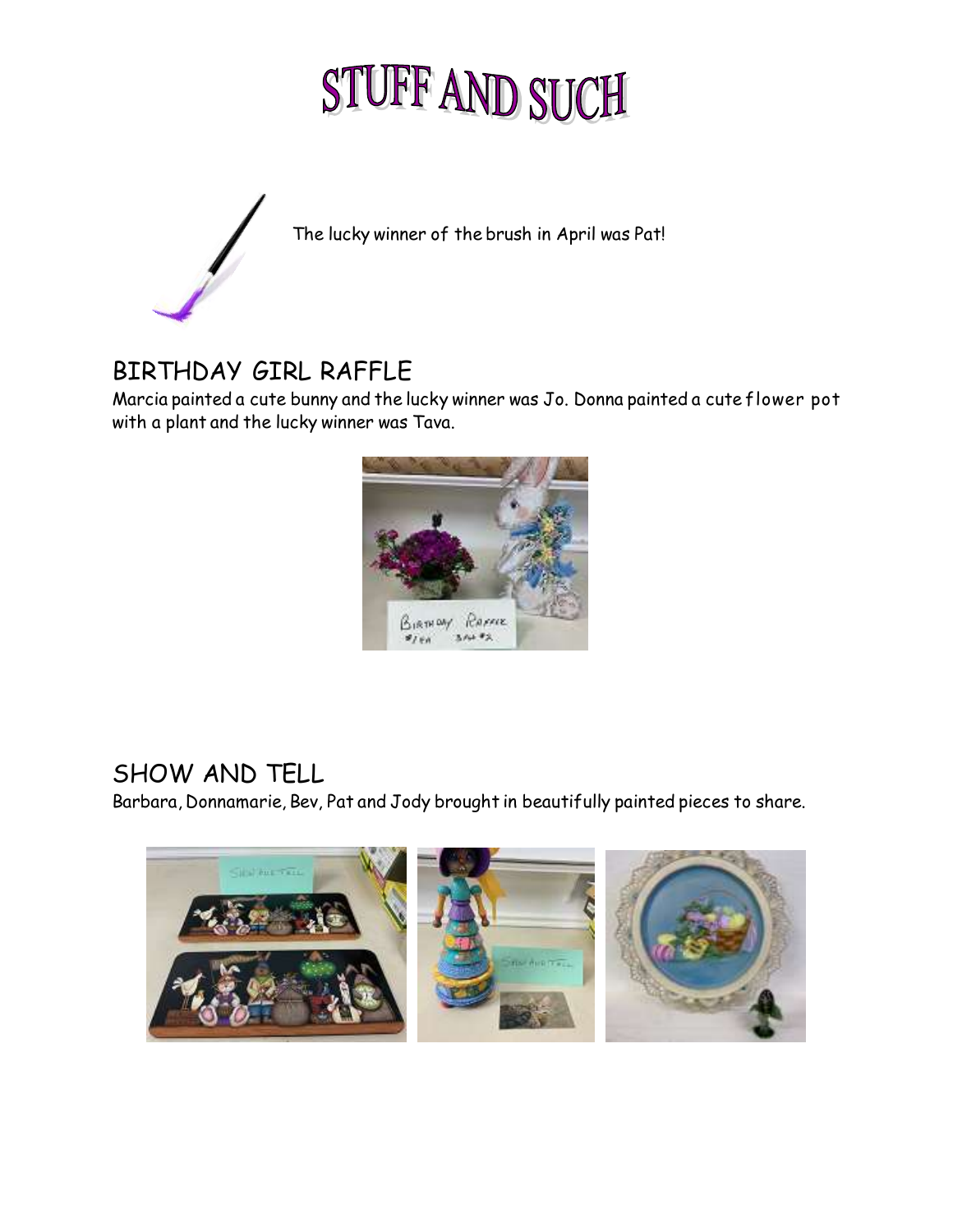# STUFF AND SUCH

The lucky winner of the brush in April was Pat!

## BIRTHDAY GIRL RAFFLE

Marcia painted a cute bunny and the lucky winner was Jo. Donna painted a cute flower pot with a plant and the lucky winner was Tava.

## SHOW AND TELL

Barbara, Donnamarie, Bev, Pat and Jody brought in beautifully painted pieces to share.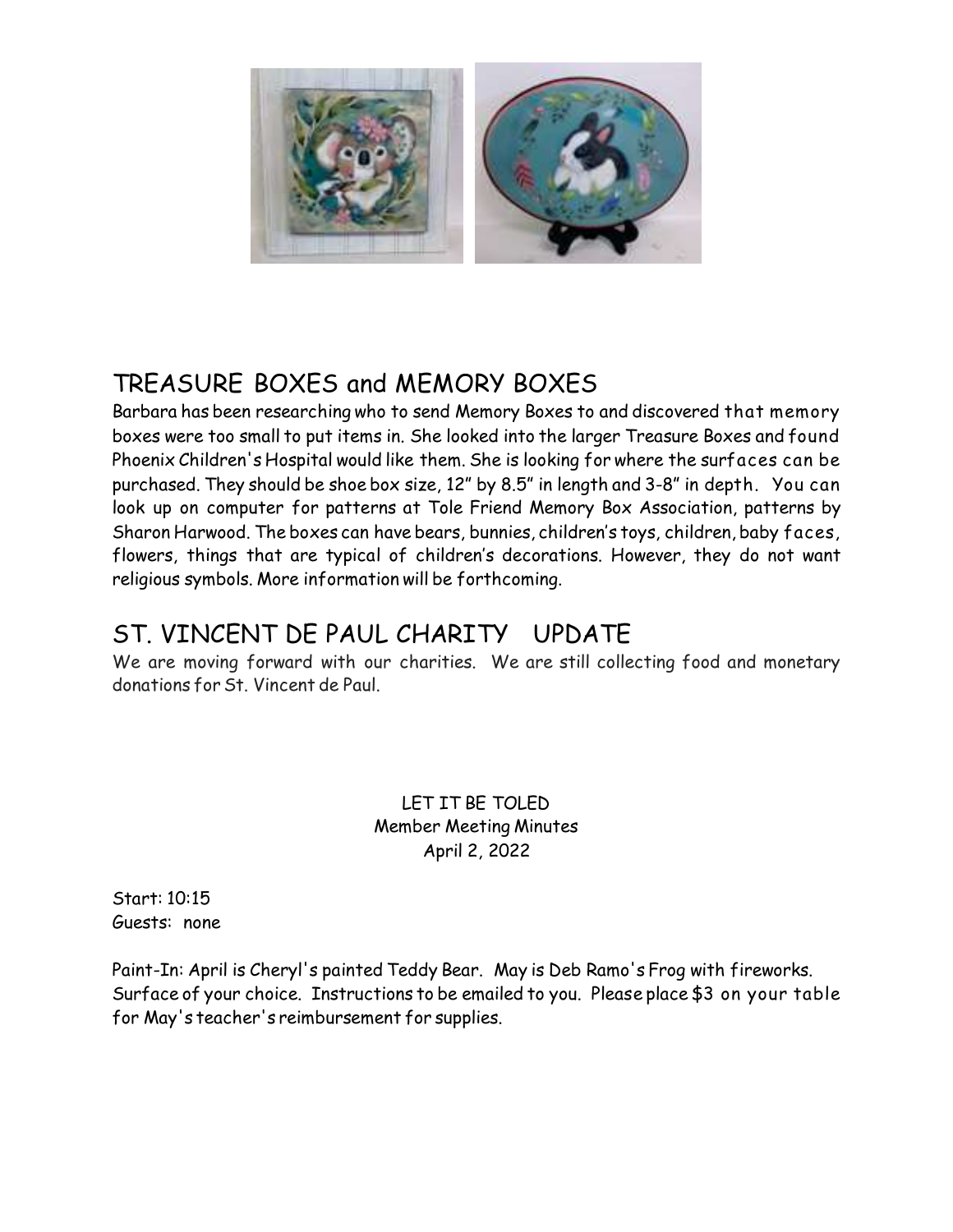## TREASURE BOXES and MEMORY BOXES

Barbara has been researching who to send Memory Boxes to and discovered that memory boxes were too small to put items in. She looked into the larger Treasure Boxes and found Phoenix Children's Hospital would like them. She is looking for where the surfaces can be purchased. They should be shoe box size, 12" by 8.5" in length and 3-8" in depth. You can look up on computer for patterns at Tole Friend Memory Box Association, patterns by Sharon Harwood. The boxes can have bears, bunnies, children's toys, children, baby faces, flowers, things that are typical of children's decorations. However, they do not want religious symbols. More information will be forthcoming.

## ST. VINCENT DE PAUL CHARITY UPDATE

We are moving forward with our charities. We are still collecting food and monetary donations for St. Vincent de Paul.

LET IT BE TOLED
Member Meeting Minutes
April 2, 2022

Start: 10:15
Guests: none

Paint-In: April is Cheryl's painted Teddy Bear. May is Deb Ramo's Frog with fireworks. Surface of your choice. Instructions to be emailed to you. Please place $3 on your table for May's teacher's reimbursement for supplies.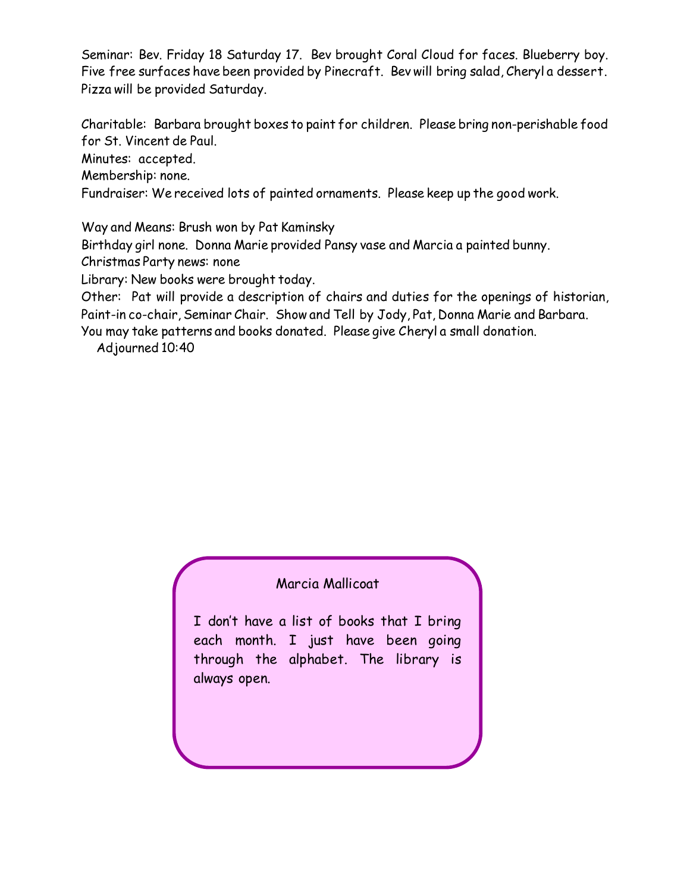Seminar: Bev. Friday 18 Saturday 17. Bev brought Coral Cloud for faces. Blueberry boy. Five free surfaces have been provided by Pinecraft. Bev will bring salad, Cheryl a dessert. Pizza will be provided Saturday.

Charitable: Barbara brought boxes to paint for children. Please bring non-perishable food for St. Vincent de Paul.
Minutes: accepted.
Membership: none.
Fundraiser: We received lots of painted ornaments. Please keep up the good work.

Way and Means: Brush won by Pat Kaminsky
Birthday girl none. Donna Marie provided Pansy vase and Marcia a painted bunny.
Christmas Party news: none
Library: New books were brought today.
Other: Pat will provide a description of chairs and duties for the openings of historian, Paint-in co-chair, Seminar Chair. Show and Tell by Jody, Pat, Donna Marie and Barbara.
You may take patterns and books donated. Please give Cheryl a small donation.
Adjourned 10:40

Marcia Mallicoat

I don't have a list of books that I bring each month. I just have been going through the alphabet. The library is always open.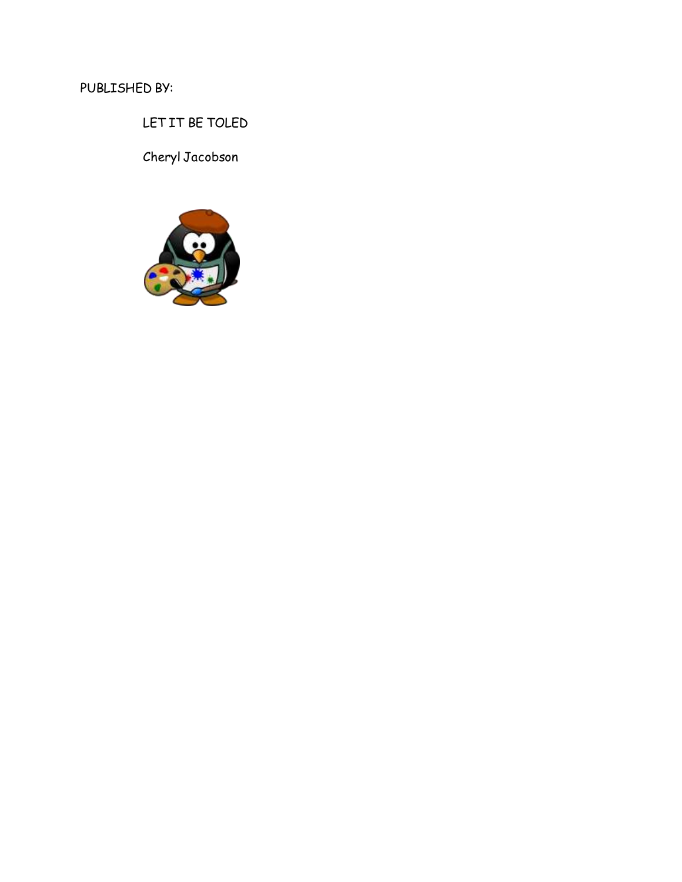PUBLISHED BY:

LET IT BE TOLED

Cheryl Jacobson